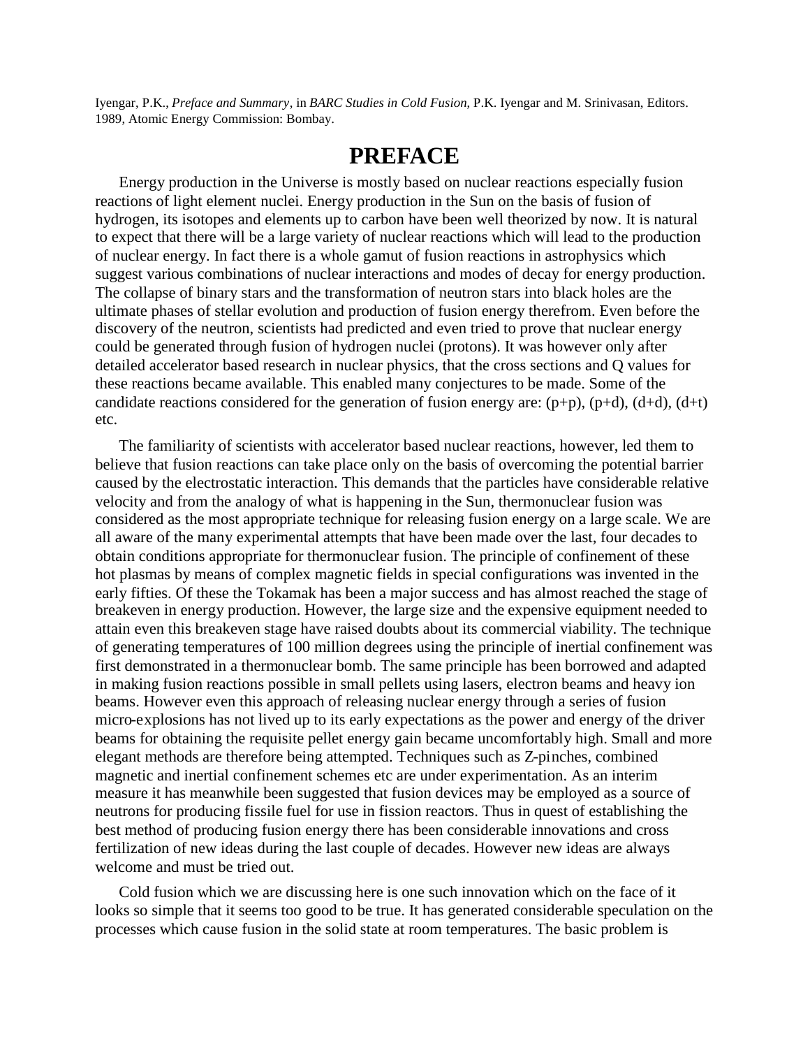Iyengar, P.K., *Preface and Summary*, in *BARC Studies in Cold Fusion*, P.K. Iyengar and M. Srinivasan, Editors. 1989, Atomic Energy Commission: Bombay.

# PREFACE

Energy production in the Universe is mostly based on nuclear reactions especially fusion reactions of light element nuclei. Energy production in the Sun on the basis of fusion of hydrogen, its isotopes and elements up to carbon have been well theorized by now. It is natural to expect that there will be a large variety of nuclear reactions which will lead to the production of nuclear energy. In fact there is a whole gamut of fusion reactions in astrophysics which suggest various combinations of nuclear interactions and modes of decay for energy production. The collapse of binary stars and the transformation of neutron stars into black holes are the ultimate phases of stellar evolution and production of fusion energy therefrom. Even before the discovery of the neutron, scientists had predicted and even tried to prove that nuclear energy could be generated through fusion of hydrogen nuclei (protons). It was however only after detailed accelerator based research in nuclear physics, that the cross sections and Q values for these reactions became available. This enabled many conjectures to be made. Some of the candidate reactions considered for the generation of fusion energy are: (p+p), (p+d), (d+d), (d+t) etc.

The familiarity of scientists with accelerator based nuclear reactions, however, led them to believe that fusion reactions can take place only on the basis of overcoming the potential barrier caused by the electrostatic interaction. This demands that the particles have considerable relative velocity and from the analogy of what is happening in the Sun, thermonuclear fusion was considered as the most appropriate technique for releasing fusion energy on a large scale. We are all aware of the many experimental attempts that have been made over the last, four decades to obtain conditions appropriate for thermonuclear fusion. The principle of confinement of these hot plasmas by means of complex magnetic fields in special configurations was invented in the early fifties. Of these the Tokamak has been a major success and has almost reached the stage of breakeven in energy production. However, the large size and the expensive equipment needed to attain even this breakeven stage have raised doubts about its commercial viability. The technique of generating temperatures of 100 million degrees using the principle of inertial confinement was first demonstrated in a thermonuclear bomb. The same principle has been borrowed and adapted in making fusion reactions possible in small pellets using lasers, electron beams and heavy ion beams. However even this approach of releasing nuclear energy through a series of fusion micro-explosions has not lived up to its early expectations as the power and energy of the driver beams for obtaining the requisite pellet energy gain became uncomfortably high. Small and more elegant methods are therefore being attempted. Techniques such as Z-pinches, combined magnetic and inertial confinement schemes etc are under experimentation. As an interim measure it has meanwhile been suggested that fusion devices may be employed as a source of neutrons for producing fissile fuel for use in fission reactors. Thus in quest of establishing the best method of producing fusion energy there has been considerable innovations and cross fertilization of new ideas during the last couple of decades. However new ideas are always welcome and must be tried out.

Cold fusion which we are discussing here is one such innovation which on the face of it looks so simple that it seems too good to be true. It has generated considerable speculation on the processes which cause fusion in the solid state at room temperatures. The basic problem is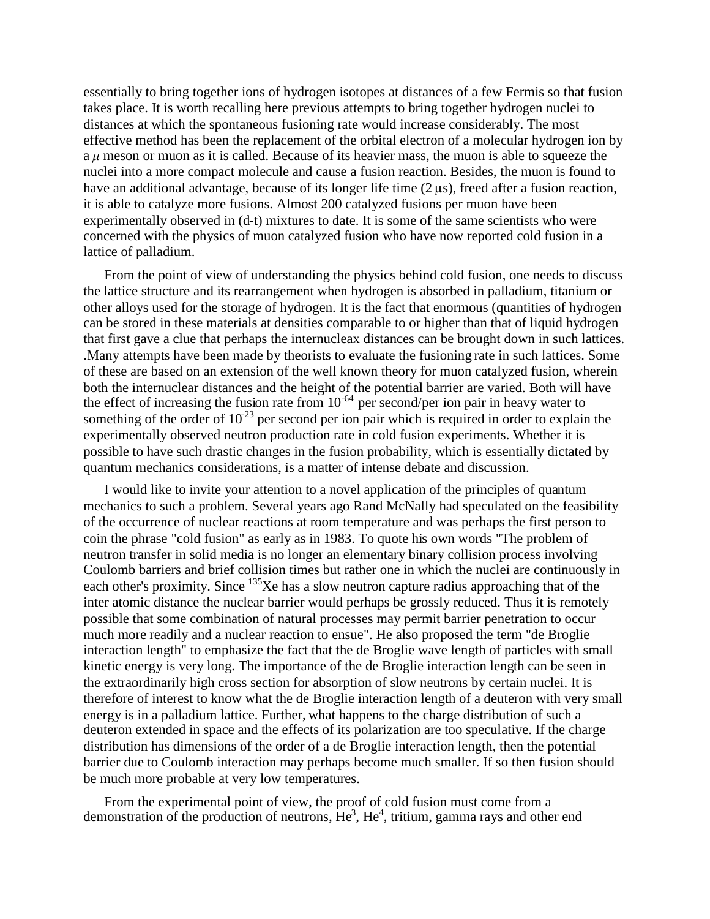essentially to bring together ions of hydrogen isotopes at distances of a few Fermis so that fusion takes place. It is worth recalling here previous attempts to bring together hydrogen nuclei to distances at which the spontaneous fusioning rate would increase considerably. The most effective method has been the replacement of the orbital electron of a molecular hydrogen ion by a $\mu$ meson or muon as it is called. Because of its heavier mass, the muon is able to squeeze the nuclei into a more compact molecule and cause a fusion reaction. Besides, the muon is found to have an additional advantage, because of its longer life time (2 μs), freed after a fusion reaction, it is able to catalyze more fusions. Almost 200 catalyzed fusions per muon have been experimentally observed in (d-t) mixtures to date. It is some of the same scientists who were concerned with the physics of muon catalyzed fusion who have now reported cold fusion in a lattice of palladium.

From the point of view of understanding the physics behind cold fusion, one needs to discuss the lattice structure and its rearrangement when hydrogen is absorbed in palladium, titanium or other alloys used for the storage of hydrogen. It is the fact that enormous (quantities of hydrogen can be stored in these materials at densities comparable to or higher than that of liquid hydrogen that first gave a clue that perhaps the internucleax distances can be brought down in such lattices. .Many attempts have been made by theorists to evaluate the fusioning rate in such lattices. Some of these are based on an extension of the well known theory for muon catalyzed fusion, wherein both the internuclear distances and the height of the potential barrier are varied. Both will have the effect of increasing the fusion rate from $10^{-64}$ per second/per ion pair in heavy water to something of the order of $10^{-23}$ per second per ion pair which is required in order to explain the experimentally observed neutron production rate in cold fusion experiments. Whether it is possible to have such drastic changes in the fusion probability, which is essentially dictated by quantum mechanics considerations, is a matter of intense debate and discussion.

I would like to invite your attention to a novel application of the principles of quantum mechanics to such a problem. Several years ago Rand McNally had speculated on the feasibility of the occurrence of nuclear reactions at room temperature and was perhaps the first person to coin the phrase "cold fusion" as early as in 1983. To quote his own words "The problem of neutron transfer in solid media is no longer an elementary binary collision process involving Coulomb barriers and brief collision times but rather one in which the nuclei are continuously in each other's proximity. Since $^{135}$Xe has a slow neutron capture radius approaching that of the inter atomic distance the nuclear barrier would perhaps be grossly reduced. Thus it is remotely possible that some combination of natural processes may permit barrier penetration to occur much more readily and a nuclear reaction to ensue". He also proposed the term "de Broglie interaction length" to emphasize the fact that the de Broglie wave length of particles with small kinetic energy is very long. The importance of the de Broglie interaction length can be seen in the extraordinarily high cross section for absorption of slow neutrons by certain nuclei. It is therefore of interest to know what the de Broglie interaction length of a deuteron with very small energy is in a palladium lattice. Further, what happens to the charge distribution of such a deuteron extended in space and the effects of its polarization are too speculative. If the charge distribution has dimensions of the order of a de Broglie interaction length, then the potential barrier due to Coulomb interaction may perhaps become much smaller. If so then fusion should be much more probable at very low temperatures.

From the experimental point of view, the proof of cold fusion must come from a demonstration of the production of neutrons, $He^3$, $He^4$, tritium, gamma rays and other end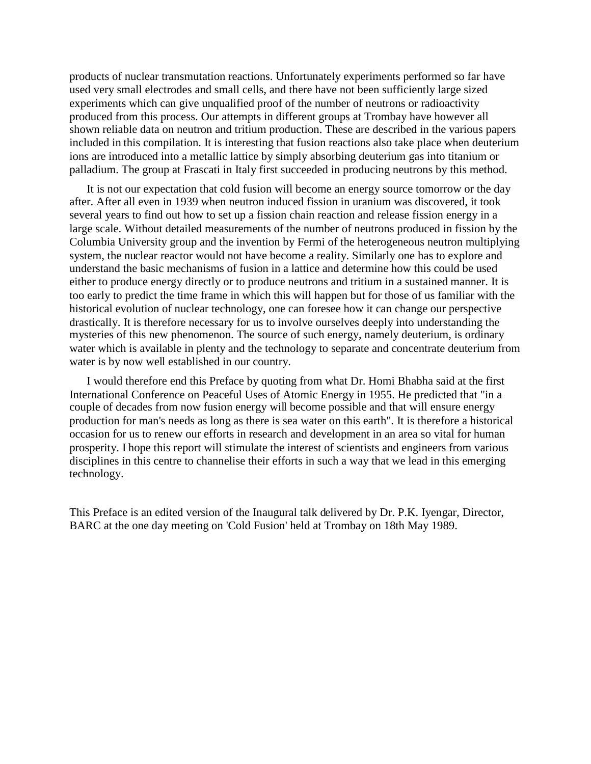products of nuclear transmutation reactions. Unfortunately experiments performed so far have used very small electrodes and small cells, and there have not been sufficiently large sized experiments which can give unqualified proof of the number of neutrons or radioactivity produced from this process. Our attempts in different groups at Trombay have however all shown reliable data on neutron and tritium production. These are described in the various papers included in this compilation. It is interesting that fusion reactions also take place when deuterium ions are introduced into a metallic lattice by simply absorbing deuterium gas into titanium or palladium. The group at Frascati in Italy first succeeded in producing neutrons by this method.

It is not our expectation that cold fusion will become an energy source tomorrow or the day after. After all even in 1939 when neutron induced fission in uranium was discovered, it took several years to find out how to set up a fission chain reaction and release fission energy in a large scale. Without detailed measurements of the number of neutrons produced in fission by the Columbia University group and the invention by Fermi of the heterogeneous neutron multiplying system, the nuclear reactor would not have become a reality. Similarly one has to explore and understand the basic mechanisms of fusion in a lattice and determine how this could be used either to produce energy directly or to produce neutrons and tritium in a sustained manner. It is too early to predict the time frame in which this will happen but for those of us familiar with the historical evolution of nuclear technology, one can foresee how it can change our perspective drastically. It is therefore necessary for us to involve ourselves deeply into understanding the mysteries of this new phenomenon. The source of such energy, namely deuterium, is ordinary water which is available in plenty and the technology to separate and concentrate deuterium from water is by now well established in our country.

I would therefore end this Preface by quoting from what Dr. Homi Bhabha said at the first International Conference on Peaceful Uses of Atomic Energy in 1955. He predicted that "in a couple of decades from now fusion energy will become possible and that will ensure energy production for man's needs as long as there is sea water on this earth". It is therefore a historical occasion for us to renew our efforts in research and development in an area so vital for human prosperity. I hope this report will stimulate the interest of scientists and engineers from various disciplines in this centre to channelise their efforts in such a way that we lead in this emerging technology.

This Preface is an edited version of the Inaugural talk delivered by Dr. P.K. Iyengar, Director, BARC at the one day meeting on 'Cold Fusion' held at Trombay on 18th May 1989.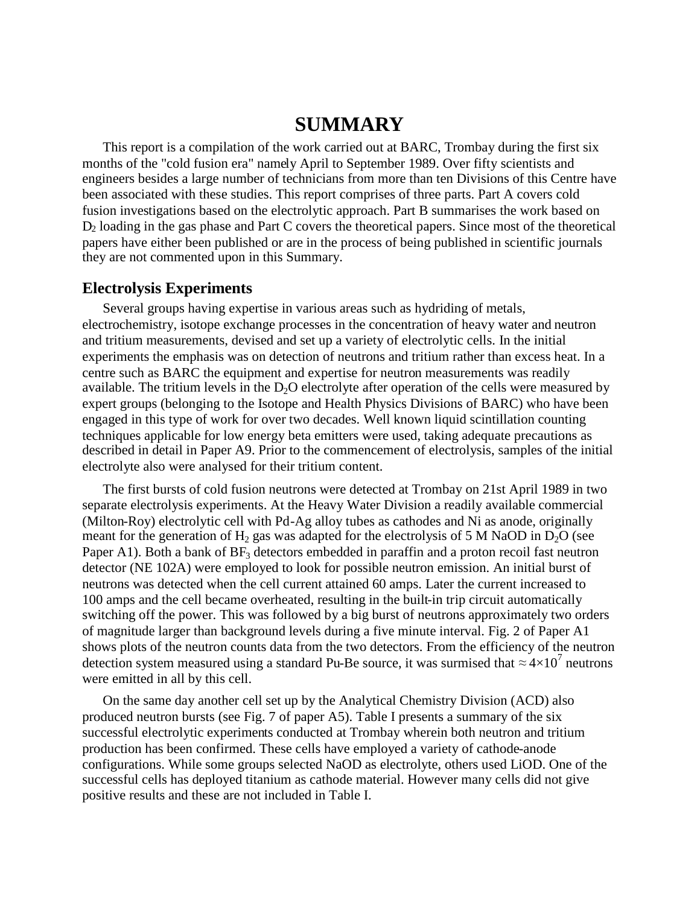# SUMMARY

This report is a compilation of the work carried out at BARC, Trombay during the first six months of the "cold fusion era" namely April to September 1989. Over fifty scientists and engineers besides a large number of technicians from more than ten Divisions of this Centre have been associated with these studies. This report comprises of three parts. Part A covers cold fusion investigations based on the electrolytic approach. Part B summarises the work based on $D_2$ loading in the gas phase and Part C covers the theoretical papers. Since most of the theoretical papers have either been published or are in the process of being published in scientific journals they are not commented upon in this Summary.

## Electrolysis Experiments

Several groups having expertise in various areas such as hydriding of metals, electrochemistry, isotope exchange processes in the concentration of heavy water and neutron and tritium measurements, devised and set up a variety of electrolytic cells. In the initial experiments the emphasis was on detection of neutrons and tritium rather than excess heat. In a centre such as BARC the equipment and expertise for neutron measurements was readily available. The tritium levels in the $D_2O$ electrolyte after operation of the cells were measured by expert groups (belonging to the Isotope and Health Physics Divisions of BARC) who have been engaged in this type of work for over two decades. Well known liquid scintillation counting techniques applicable for low energy beta emitters were used, taking adequate precautions as described in detail in Paper A9. Prior to the commencement of electrolysis, samples of the initial electrolyte also were analysed for their tritium content.

The first bursts of cold fusion neutrons were detected at Trombay on 21st April 1989 in two separate electrolysis experiments. At the Heavy Water Division a readily available commercial (Milton-Roy) electrolytic cell with Pd-Ag alloy tubes as cathodes and Ni as anode, originally meant for the generation of $H_2$ gas was adapted for the electrolysis of 5 M NaOD in $D_2O$ (see Paper A1). Both a bank of $BF_3$ detectors embedded in paraffin and a proton recoil fast neutron detector (NE 102A) were employed to look for possible neutron emission. An initial burst of neutrons was detected when the cell current attained 60 amps. Later the current increased to 100 amps and the cell became overheated, resulting in the built-in trip circuit automatically switching off the power. This was followed by a big burst of neutrons approximately two orders of magnitude larger than background levels during a five minute interval. Fig. 2 of Paper A1 shows plots of the neutron counts data from the two detectors. From the efficiency of the neutron detection system measured using a standard Pu-Be source, it was surmised that $\approx 4\times10^7$ neutrons were emitted in all by this cell.

On the same day another cell set up by the Analytical Chemistry Division (ACD) also produced neutron bursts (see Fig. 7 of paper A5). Table I presents a summary of the six successful electrolytic experiments conducted at Trombay wherein both neutron and tritium production has been confirmed. These cells have employed a variety of cathode-anode configurations. While some groups selected NaOD as electrolyte, others used LiOD. One of the successful cells has deployed titanium as cathode material. However many cells did not give positive results and these are not included in Table I.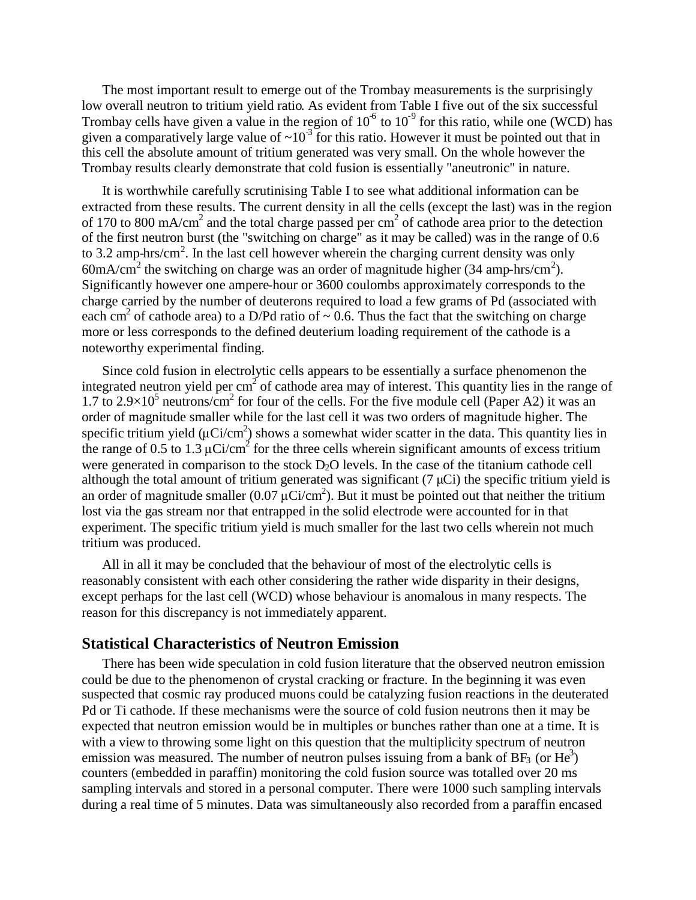The most important result to emerge out of the Trombay measurements is the surprisingly low overall neutron to tritium yield ratio. As evident from Table I five out of the six successful Trombay cells have given a value in the region of $10^{-6}$ to $10^{-9}$ for this ratio, while one (WCD) has given a comparatively large value of $\sim 10^{-3}$ for this ratio. However it must be pointed out that in this cell the absolute amount of tritium generated was very small. On the whole however the Trombay results clearly demonstrate that cold fusion is essentially "aneutronic" in nature.

It is worthwhile carefully scrutinising Table I to see what additional information can be extracted from these results. The current density in all the cells (except the last) was in the region of 170 to 800 mA/cm$^2$ and the total charge passed per cm$^2$ of cathode area prior to the detection of the first neutron burst (the "switching on charge" as it may be called) was in the range of 0.6 to 3.2 amp-hrs/cm$^2$. In the last cell however wherein the charging current density was only 60mA/cm$^2$ the switching on charge was an order of magnitude higher (34 amp-hrs/cm$^2$). Significantly however one ampere-hour or 3600 coulombs approximately corresponds to the charge carried by the number of deuterons required to load a few grams of Pd (associated with each cm$^2$ of cathode area) to a D/Pd ratio of ~ 0.6. Thus the fact that the switching on charge more or less corresponds to the defined deuterium loading requirement of the cathode is a noteworthy experimental finding.

Since cold fusion in electrolytic cells appears to be essentially a surface phenomenon the integrated neutron yield per cm$^2$ of cathode area may of interest. This quantity lies in the range of 1.7 to $2.9\times10^5$ neutrons/cm$^2$ for four of the cells. For the five module cell (Paper A2) it was an order of magnitude smaller while for the last cell it was two orders of magnitude higher. The specific tritium yield (μCi/cm$^2$) shows a somewhat wider scatter in the data. This quantity lies in the range of 0.5 to 1.3 μCi/cm$^2$ for the three cells wherein significant amounts of excess tritium were generated in comparison to the stock $D_2O$ levels. In the case of the titanium cathode cell although the total amount of tritium generated was significant (7 μCi) the specific tritium yield is an order of magnitude smaller (0.07 μCi/cm$^2$). But it must be pointed out that neither the tritium lost via the gas stream nor that entrapped in the solid electrode were accounted for in that experiment. The specific tritium yield is much smaller for the last two cells wherein not much tritium was produced.

All in all it may be concluded that the behaviour of most of the electrolytic cells is reasonably consistent with each other considering the rather wide disparity in their designs, except perhaps for the last cell (WCD) whose behaviour is anomalous in many respects. The reason for this discrepancy is not immediately apparent.

## Statistical Characteristics of Neutron Emission

There has been wide speculation in cold fusion literature that the observed neutron emission could be due to the phenomenon of crystal cracking or fracture. In the beginning it was even suspected that cosmic ray produced muons could be catalyzing fusion reactions in the deuterated Pd or Ti cathode. If these mechanisms were the source of cold fusion neutrons then it may be expected that neutron emission would be in multiples or bunches rather than one at a time. It is with a view to throwing some light on this question that the multiplicity spectrum of neutron emission was measured. The number of neutron pulses issuing from a bank of $BF_3$ (or $He^3$) counters (embedded in paraffin) monitoring the cold fusion source was totalled over 20 ms sampling intervals and stored in a personal computer. There were 1000 such sampling intervals during a real time of 5 minutes. Data was simultaneously also recorded from a paraffin encased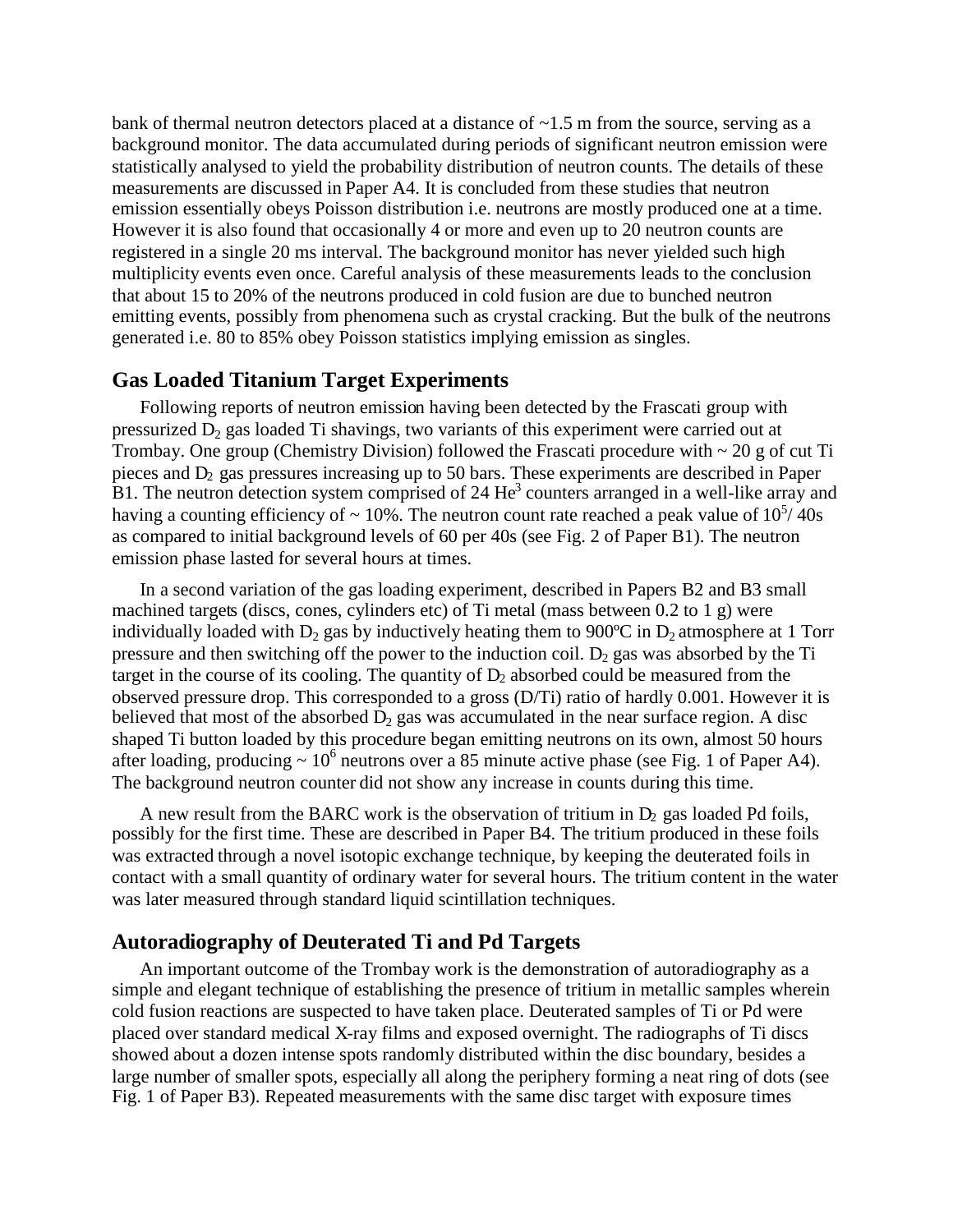bank of thermal neutron detectors placed at a distance of ~1.5 m from the source, serving as a background monitor. The data accumulated during periods of significant neutron emission were statistically analysed to yield the probability distribution of neutron counts. The details of these measurements are discussed in Paper A4. It is concluded from these studies that neutron emission essentially obeys Poisson distribution i.e. neutrons are mostly produced one at a time. However it is also found that occasionally 4 or more and even up to 20 neutron counts are registered in a single 20 ms interval. The background monitor has never yielded such high multiplicity events even once. Careful analysis of these measurements leads to the conclusion that about 15 to 20% of the neutrons produced in cold fusion are due to bunched neutron emitting events, possibly from phenomena such as crystal cracking. But the bulk of the neutrons generated i.e. 80 to 85% obey Poisson statistics implying emission as singles.

## Gas Loaded Titanium Target Experiments

Following reports of neutron emission having been detected by the Frascati group with pressurized $D_2$ gas loaded Ti shavings, two variants of this experiment were carried out at Trombay. One group (Chemistry Division) followed the Frascati procedure with ~ 20 g of cut Ti pieces and $D_2$ gas pressures increasing up to 50 bars. These experiments are described in Paper B1. The neutron detection system comprised of 24 $He^3$ counters arranged in a well-like array and having a counting efficiency of ~ 10%. The neutron count rate reached a peak value of $10^5$/ 40s as compared to initial background levels of 60 per 40s (see Fig. 2 of Paper B1). The neutron emission phase lasted for several hours at times.

In a second variation of the gas loading experiment, described in Papers B2 and B3 small machined targets (discs, cones, cylinders etc) of Ti metal (mass between 0.2 to 1 g) were individually loaded with $D_2$ gas by inductively heating them to 900ºC in $D_2$ atmosphere at 1 Torr pressure and then switching off the power to the induction coil. $D_2$ gas was absorbed by the Ti target in the course of its cooling. The quantity of $D_2$ absorbed could be measured from the observed pressure drop. This corresponded to a gross (D/Ti) ratio of hardly 0.001. However it is believed that most of the absorbed $D_2$ gas was accumulated in the near surface region. A disc shaped Ti button loaded by this procedure began emitting neutrons on its own, almost 50 hours after loading, producing ~ $10^6$ neutrons over a 85 minute active phase (see Fig. 1 of Paper A4). The background neutron counter did not show any increase in counts during this time.

A new result from the BARC work is the observation of tritium in $D_2$ gas loaded Pd foils, possibly for the first time. These are described in Paper B4. The tritium produced in these foils was extracted through a novel isotopic exchange technique, by keeping the deuterated foils in contact with a small quantity of ordinary water for several hours. The tritium content in the water was later measured through standard liquid scintillation techniques.

## Autoradiography of Deuterated Ti and Pd Targets

An important outcome of the Trombay work is the demonstration of autoradiography as a simple and elegant technique of establishing the presence of tritium in metallic samples wherein cold fusion reactions are suspected to have taken place. Deuterated samples of Ti or Pd were placed over standard medical X-ray films and exposed overnight. The radiographs of Ti discs showed about a dozen intense spots randomly distributed within the disc boundary, besides a large number of smaller spots, especially all along the periphery forming a neat ring of dots (see Fig. 1 of Paper B3). Repeated measurements with the same disc target with exposure times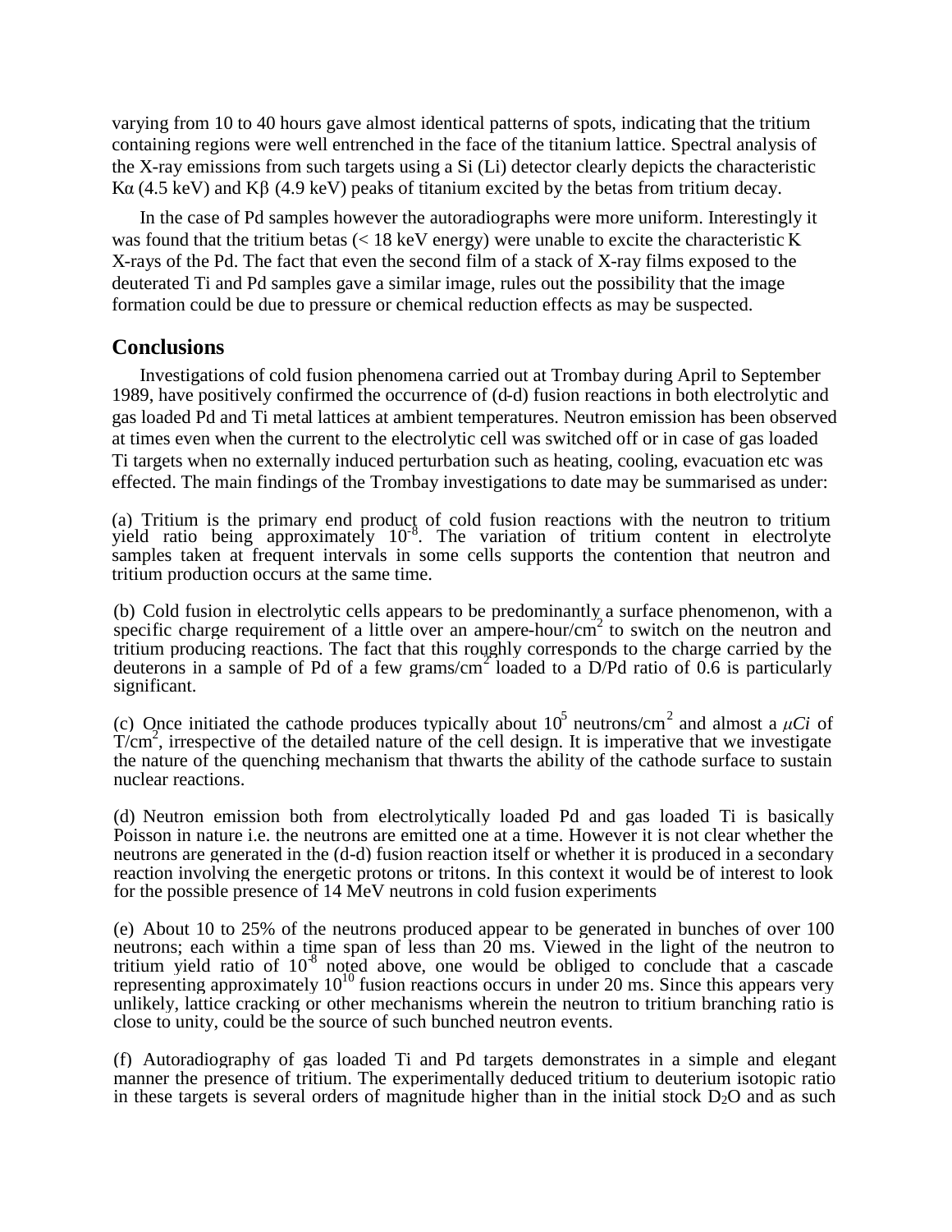varying from 10 to 40 hours gave almost identical patterns of spots, indicating that the tritium containing regions were well entrenched in the face of the titanium lattice. Spectral analysis of the X-ray emissions from such targets using a Si (Li) detector clearly depicts the characteristic Kα (4.5 keV) and Kβ (4.9 keV) peaks of titanium excited by the betas from tritium decay.

In the case of Pd samples however the autoradiographs were more uniform. Interestingly it was found that the tritium betas (< 18 keV energy) were unable to excite the characteristic K X-rays of the Pd. The fact that even the second film of a stack of X-ray films exposed to the deuterated Ti and Pd samples gave a similar image, rules out the possibility that the image formation could be due to pressure or chemical reduction effects as may be suspected.

## Conclusions

Investigations of cold fusion phenomena carried out at Trombay during April to September 1989, have positively confirmed the occurrence of (d-d) fusion reactions in both electrolytic and gas loaded Pd and Ti metal lattices at ambient temperatures. Neutron emission has been observed at times even when the current to the electrolytic cell was switched off or in case of gas loaded Ti targets when no externally induced perturbation such as heating, cooling, evacuation etc was effected. The main findings of the Trombay investigations to date may be summarised as under:

(a) Tritium is the primary end product of cold fusion reactions with the neutron to tritium yield ratio being approximately $10^{-8}$. The variation of tritium content in electrolyte samples taken at frequent intervals in some cells supports the contention that neutron and tritium production occurs at the same time.

(b) Cold fusion in electrolytic cells appears to be predominantly a surface phenomenon, with a specific charge requirement of a little over an ampere-hour/cm$^2$ to switch on the neutron and tritium producing reactions. The fact that this roughly corresponds to the charge carried by the deuterons in a sample of Pd of a few grams/cm$^2$ loaded to a D/Pd ratio of 0.6 is particularly significant.

(c) Once initiated the cathode produces typically about $10^5$ neutrons/cm$^2$ and almost a $\mu Ci$ of T/cm$^2$, irrespective of the detailed nature of the cell design. It is imperative that we investigate the nature of the quenching mechanism that thwarts the ability of the cathode surface to sustain nuclear reactions.

(d) Neutron emission both from electrolytically loaded Pd and gas loaded Ti is basically Poisson in nature i.e. the neutrons are emitted one at a time. However it is not clear whether the neutrons are generated in the (d-d) fusion reaction itself or whether it is produced in a secondary reaction involving the energetic protons or tritons. In this context it would be of interest to look for the possible presence of 14 MeV neutrons in cold fusion experiments

(e) About 10 to 25% of the neutrons produced appear to be generated in bunches of over 100 neutrons; each within a time span of less than 20 ms. Viewed in the light of the neutron to tritium yield ratio of $10^{-8}$ noted above, one would be obliged to conclude that a cascade representing approximately $10^{10}$ fusion reactions occurs in under 20 ms. Since this appears very unlikely, lattice cracking or other mechanisms wherein the neutron to tritium branching ratio is close to unity, could be the source of such bunched neutron events.

(f) Autoradiography of gas loaded Ti and Pd targets demonstrates in a simple and elegant manner the presence of tritium. The experimentally deduced tritium to deuterium isotopic ratio in these targets is several orders of magnitude higher than in the initial stock $D_2O$ and as such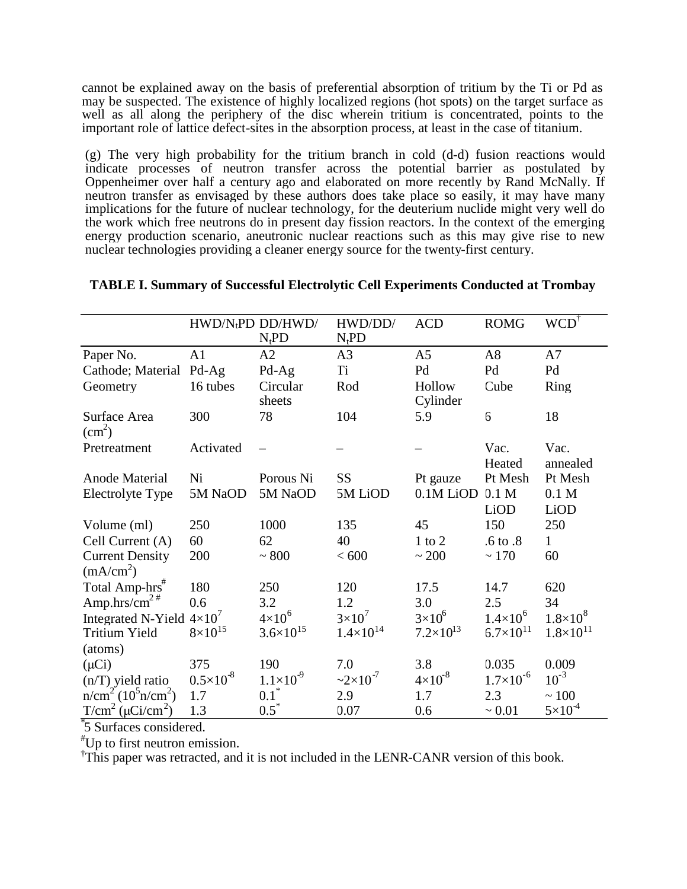cannot be explained away on the basis of preferential absorption of tritium by the Ti or Pd as may be suspected. The existence of highly localized regions (hot spots) on the target surface as well as all along the periphery of the disc wherein tritium is concentrated, points to the important role of lattice defect-sites in the absorption process, at least in the case of titanium.

(g) The very high probability for the tritium branch in cold (d-d) fusion reactions would indicate processes of neutron transfer across the potential barrier as postulated by Oppenheimer over half a century ago and elaborated on more recently by Rand McNally. If neutron transfer as envisaged by these authors does take place so easily, it may have many implications for the future of nuclear technology, for the deuterium nuclide might very well do the work which free neutrons do in present day fission reactors. In the context of the emerging energy production scenario, aneutronic nuclear reactions such as this may give rise to new nuclear technologies providing a cleaner energy source for the twenty-first century.

**TABLE I. Summary of Successful Electrolytic Cell Experiments Conducted at Trombay**

| | HWD/$N_t$PD | DD/HWD/ $N_t$PD | HWD/DD/ $N_t$PD | ACD | ROMG | WCD[†] |
|---|---|---|---|---|---|---|
| Paper No. | A1 | A2 | A3 | A5 | A8 | A7 |
| Cathode; Material | Pd-Ag | Pd-Ag | Ti | Pd | Pd | Pd |
| Geometry | 16 tubes | Circular sheets | Rod | Hollow Cylinder | Cube | Ring |
| Surface Area ($cm^2$) | 300 | 78 | 104 | 5.9 | 6 | 18 |
| Pretreatment | Activated | – | – | – | Vac. Heated | Vac. annealed |
| Anode Material | Ni | Porous Ni | SS | Pt gauze | Pt Mesh | Pt Mesh |
| Electrolyte Type | 5M NaOD | 5M NaOD | 5M LiOD | 0.1M LiOD | 0.1 M LiOD | 0.1 M LiOD |
| Volume (ml) | 250 | 1000 | 135 | 45 | 150 | 250 |
| Cell Current (A) | 60 | 62 | 40 | 1 to 2 | .6 to .8 | 1 |
| Current Density ($mA/cm^2$) | 200 | ~ 800 | < 600 | ~ 200 | ~ 170 | 60 |
| Total Amp-hrs[#] | 180 | 250 | 120 | 17.5 | 14.7 | 620 |
| Amp.hrs/$cm^2$ [#] | 0.6 | 3.2 | 1.2 | 3.0 | 2.5 | 34 |
| Integrated N-Yield | $4\times10^7$ | $4\times10^6$ | $3\times10^7$ | $3\times10^6$ | $1.4\times10^6$ | $1.8\times10^8$ |
| Tritium Yield (atoms) | $8\times10^{15}$ | $3.6\times10^{15}$ | $1.4\times10^{14}$ | $7.2\times10^{13}$ | $6.7\times10^{11}$ | $1.8\times10^{11}$ |
| (μCi) | 375 | 190 | 7.0 | 3.8 | 0.035 | 0.009 |
| (n/T) yield ratio | $0.5\times10^{-8}$ | $1.1\times10^{-9}$ | $\sim2\times10^{-7}$ | $4\times10^{-8}$ | $1.7\times10^{-6}$ | $10^{-3}$ |
| n/$cm^2$ ($10^5$n/$cm^2$) | 1.7 | 0.1[*] | 2.9 | 1.7 | 2.3 | ~ 100 |
| T/$cm^2$ (μCi/$cm^2$) | 1.3 | 0.5[*] | 0.07 | 0.6 | ~ 0.01 | $5\times10^{-4}$ |

[*]5 Surfaces considered.

[#]Up to first neutron emission.

[†]This paper was retracted, and it is not included in the LENR-CANR version of this book.